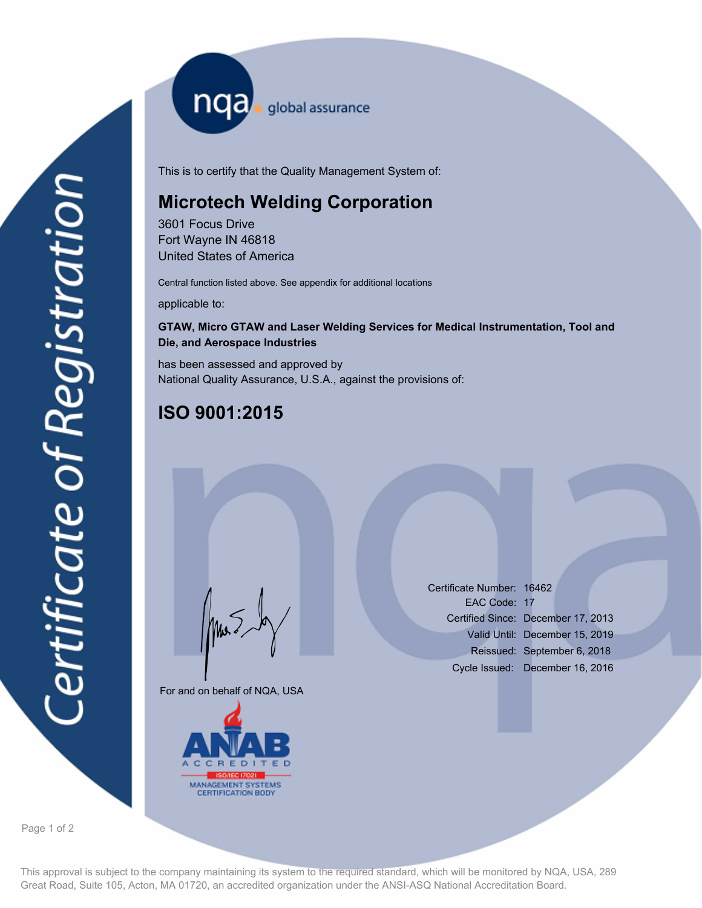# Certificate of Registration

nqa global assurance

This is to certify that the Quality Management System of:

## Microtech Welding Corporation

3601 Focus Drive
Fort Wayne IN 46818
United States of America

Central function listed above. See appendix for additional locations

applicable to:

**GTAW, Micro GTAW and Laser Welding Services for Medical Instrumentation, Tool and Die, and Aerospace Industries**

has been assessed and approved by
National Quality Assurance, U.S.A., against the provisions of:

## ISO 9001:2015

For and on behalf of NQA, USA

Certificate Number: 16462
EAC Code: 17
Certified Since: December 17, 2013
Valid Until: December 15, 2019
Reissued: September 6, 2018
Cycle Issued: December 16, 2016

ANAB ACCREDITED
ISO/IEC 17021
MANAGEMENT SYSTEMS CERTIFICATION BODY

This approval is subject to the company maintaining its system to the required standard, which will be monitored by NQA, USA, 289 Great Road, Suite 105, Acton, MA 01720, an accredited organization under the ANSI-ASQ National Accreditation Board.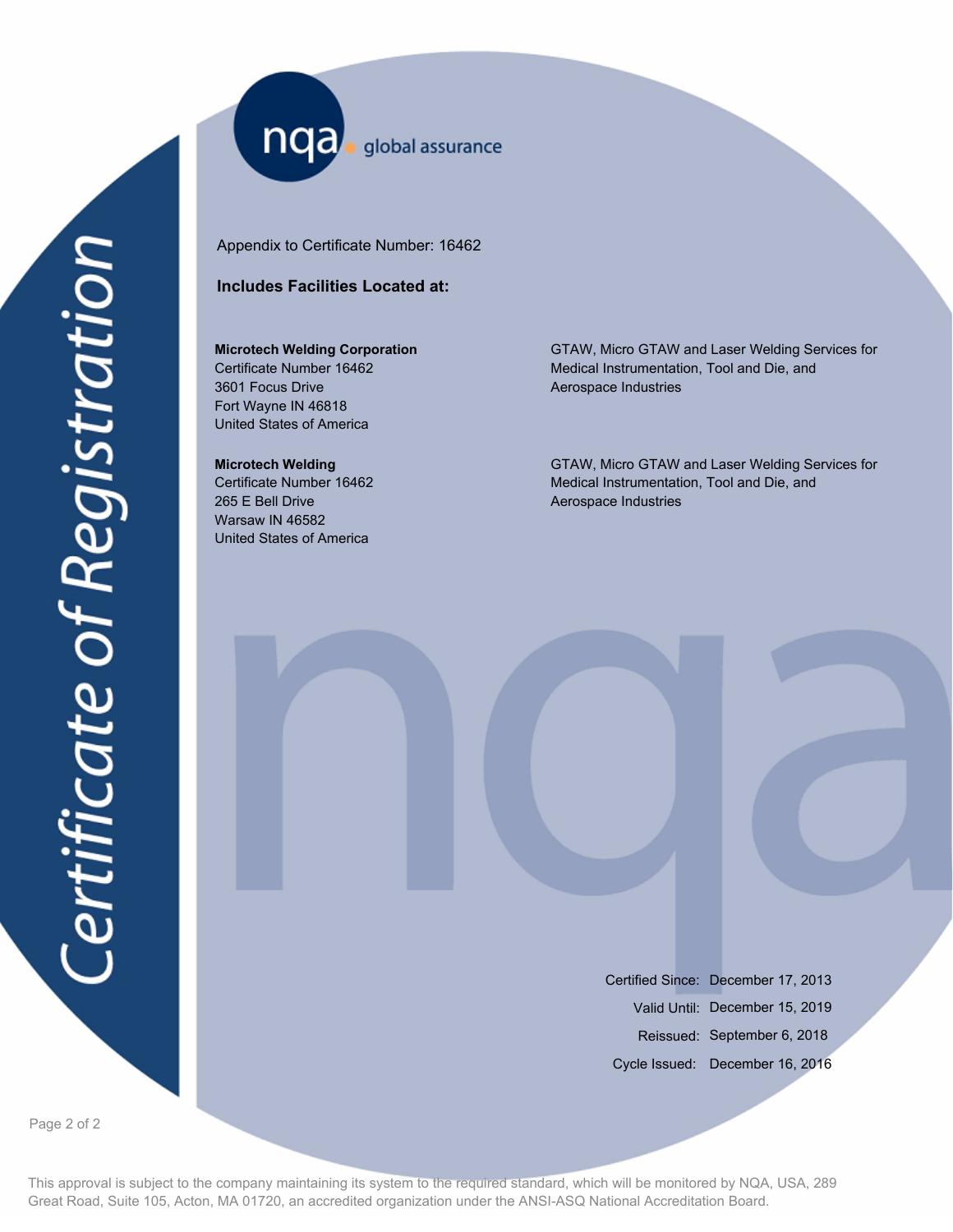nqa global assurance

Certificate of Registration

Appendix to Certificate Number: 16462

**Includes Facilities Located at:**

**Microtech Welding Corporation**
Certificate Number 16462
3601 Focus Drive
Fort Wayne IN 46818
United States of America

GTAW, Micro GTAW and Laser Welding Services for Medical Instrumentation, Tool and Die, and Aerospace Industries

**Microtech Welding**
Certificate Number 16462
265 E Bell Drive
Warsaw IN 46582
United States of America

GTAW, Micro GTAW and Laser Welding Services for Medical Instrumentation, Tool and Die, and Aerospace Industries

Certified Since: December 17, 2013
Valid Until: December 15, 2019
Reissued: September 6, 2018
Cycle Issued: December 16, 2016

This approval is subject to the company maintaining its system to the required standard, which will be monitored by NQA, USA, 289 Great Road, Suite 105, Acton, MA 01720, an accredited organization under the ANSI-ASQ National Accreditation Board.